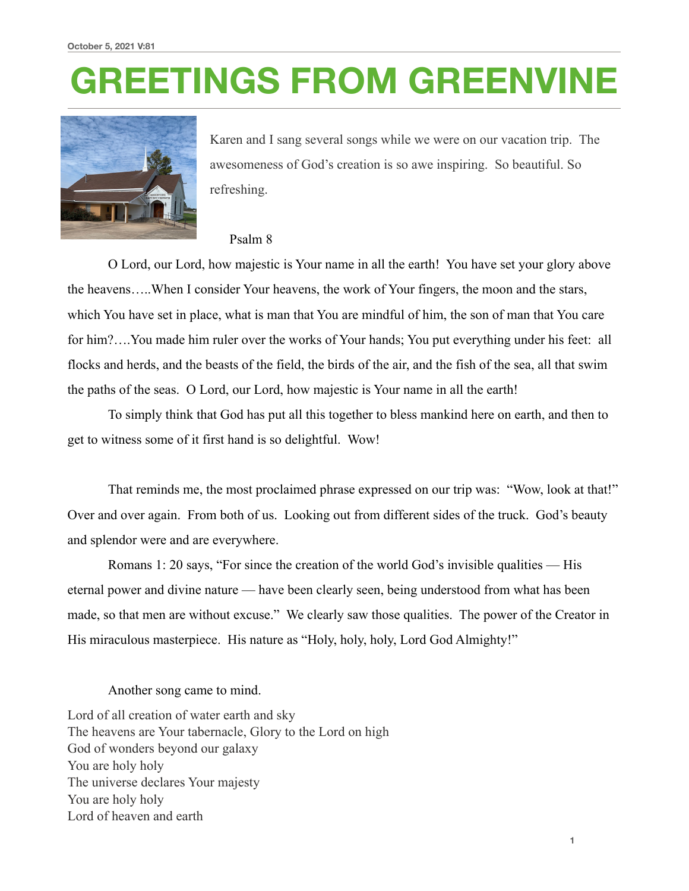October 5, 2021 V:81

# GREETINGS FROM GREENVINE

Karen and I sang several songs while we were on our vacation trip. The awesomeness of God's creation is so awe inspiring. So beautiful. So refreshing.

Psalm 8

O Lord, our Lord, how majestic is Your name in all the earth! You have set your glory above the heavens…..When I consider Your heavens, the work of Your fingers, the moon and the stars, which You have set in place, what is man that You are mindful of him, the son of man that You care for him?….You made him ruler over the works of Your hands; You put everything under his feet: all flocks and herds, and the beasts of the field, the birds of the air, and the fish of the sea, all that swim the paths of the seas. O Lord, our Lord, how majestic is Your name in all the earth!

To simply think that God has put all this together to bless mankind here on earth, and then to get to witness some of it first hand is so delightful. Wow!

That reminds me, the most proclaimed phrase expressed on our trip was: "Wow, look at that!" Over and over again. From both of us. Looking out from different sides of the truck. God's beauty and splendor were and are everywhere.

Romans 1: 20 says, "For since the creation of the world God's invisible qualities — His eternal power and divine nature — have been clearly seen, being understood from what has been made, so that men are without excuse." We clearly saw those qualities. The power of the Creator in His miraculous masterpiece. His nature as "Holy, holy, holy, Lord God Almighty!"

Another song came to mind.

Lord of all creation of water earth and sky
The heavens are Your tabernacle, Glory to the Lord on high
God of wonders beyond our galaxy
You are holy holy
The universe declares Your majesty
You are holy holy
Lord of heaven and earth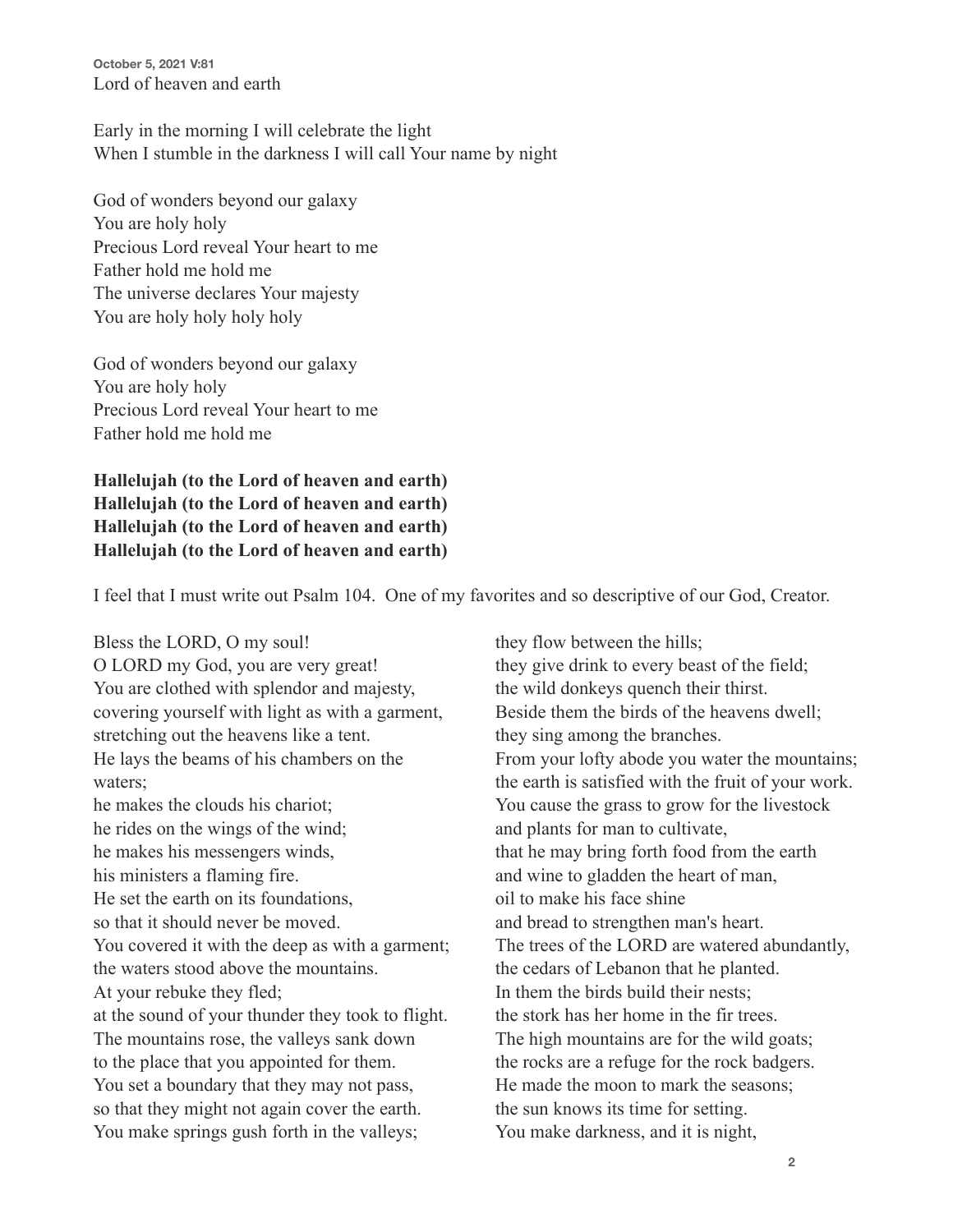**October 5, 2021 V:81**

Lord of heaven and earth

Early in the morning I will celebrate the light
When I stumble in the darkness I will call Your name by night

God of wonders beyond our galaxy
You are holy holy
Precious Lord reveal Your heart to me
Father hold me hold me
The universe declares Your majesty
You are holy holy holy holy

God of wonders beyond our galaxy
You are holy holy
Precious Lord reveal Your heart to me
Father hold me hold me

**Hallelujah (to the Lord of heaven and earth)**
**Hallelujah (to the Lord of heaven and earth)**
**Hallelujah (to the Lord of heaven and earth)**
**Hallelujah (to the Lord of heaven and earth)**

I feel that I must write out Psalm 104. One of my favorites and so descriptive of our God, Creator.

Bless the LORD, O my soul!
O LORD my God, you are very great!
You are clothed with splendor and majesty,
covering yourself with light as with a garment,
stretching out the heavens like a tent.
He lays the beams of his chambers on the waters;
he makes the clouds his chariot;
he rides on the wings of the wind;
he makes his messengers winds,
his ministers a flaming fire.
He set the earth on its foundations,
so that it should never be moved.
You covered it with the deep as with a garment;
the waters stood above the mountains.
At your rebuke they fled;
at the sound of your thunder they took to flight.
The mountains rose, the valleys sank down
to the place that you appointed for them.
You set a boundary that they may not pass,
so that they might not again cover the earth.
You make springs gush forth in the valleys;
they flow between the hills;
they give drink to every beast of the field;
the wild donkeys quench their thirst.
Beside them the birds of the heavens dwell;
they sing among the branches.
From your lofty abode you water the mountains;
the earth is satisfied with the fruit of your work.
You cause the grass to grow for the livestock
and plants for man to cultivate,
that he may bring forth food from the earth
and wine to gladden the heart of man,
oil to make his face shine
and bread to strengthen man's heart.
The trees of the LORD are watered abundantly,
the cedars of Lebanon that he planted.
In them the birds build their nests;
the stork has her home in the fir trees.
The high mountains are for the wild goats;
the rocks are a refuge for the rock badgers.
He made the moon to mark the seasons;
the sun knows its time for setting.
You make darkness, and it is night,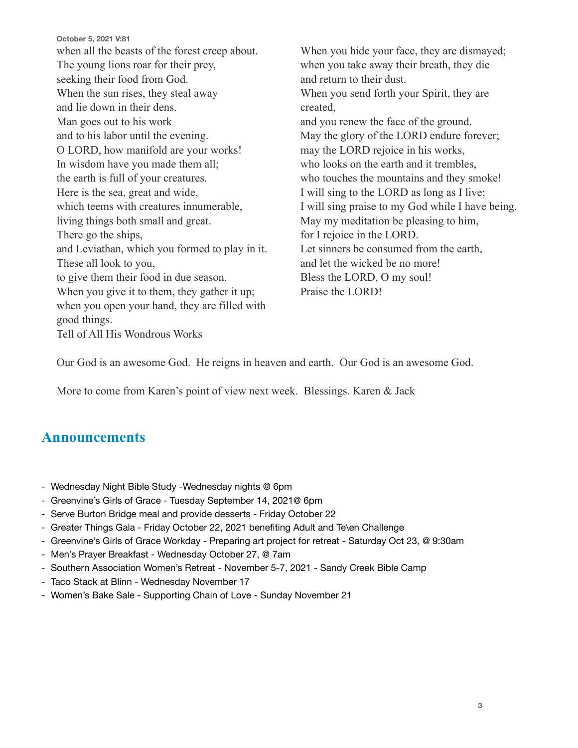when all the beasts of the forest creep about.
The young lions roar for their prey,
seeking their food from God.
When the sun rises, they steal away
and lie down in their dens.
Man goes out to his work
and to his labor until the evening.
O LORD, how manifold are your works!
In wisdom have you made them all;
the earth is full of your creatures.
Here is the sea, great and wide,
which teems with creatures innumerable,
living things both small and great.
There go the ships,
and Leviathan, which you formed to play in it.
These all look to you,
to give them their food in due season.
When you give it to them, they gather it up;
when you open your hand, they are filled with good things.
When you hide your face, they are dismayed;
when you take away their breath, they die
and return to their dust.
When you send forth your Spirit, they are created,
and you renew the face of the ground.
May the glory of the LORD endure forever;
may the LORD rejoice in his works,
who looks on the earth and it trembles,
who touches the mountains and they smoke!
I will sing to the LORD as long as I live;
I will sing praise to my God while I have being.
May my meditation be pleasing to him,
for I rejoice in the LORD.
Let sinners be consumed from the earth,
and let the wicked be no more!
Bless the LORD, O my soul!
Praise the LORD!

Tell of All His Wondrous Works

Our God is an awesome God. He reigns in heaven and earth. Our God is an awesome God.

More to come from Karen's point of view next week. Blessings. Karen & Jack

## Announcements

- Wednesday Night Bible Study -Wednesday nights @ 6pm
- Greenvine's Girls of Grace - Tuesday September 14, 2021@ 6pm
- Serve Burton Bridge meal and provide desserts - Friday October 22
- Greater Things Gala - Friday October 22, 2021 benefiting Adult and Te\en Challenge
- Greenvine's Girls of Grace Workday - Preparing art project for retreat - Saturday Oct 23, @ 9:30am
- Men's Prayer Breakfast - Wednesday October 27, @ 7am
- Southern Association Women's Retreat - November 5-7, 2021 - Sandy Creek Bible Camp
- Taco Stack at Blinn - Wednesday November 17
- Women's Bake Sale - Supporting Chain of Love - Sunday November 21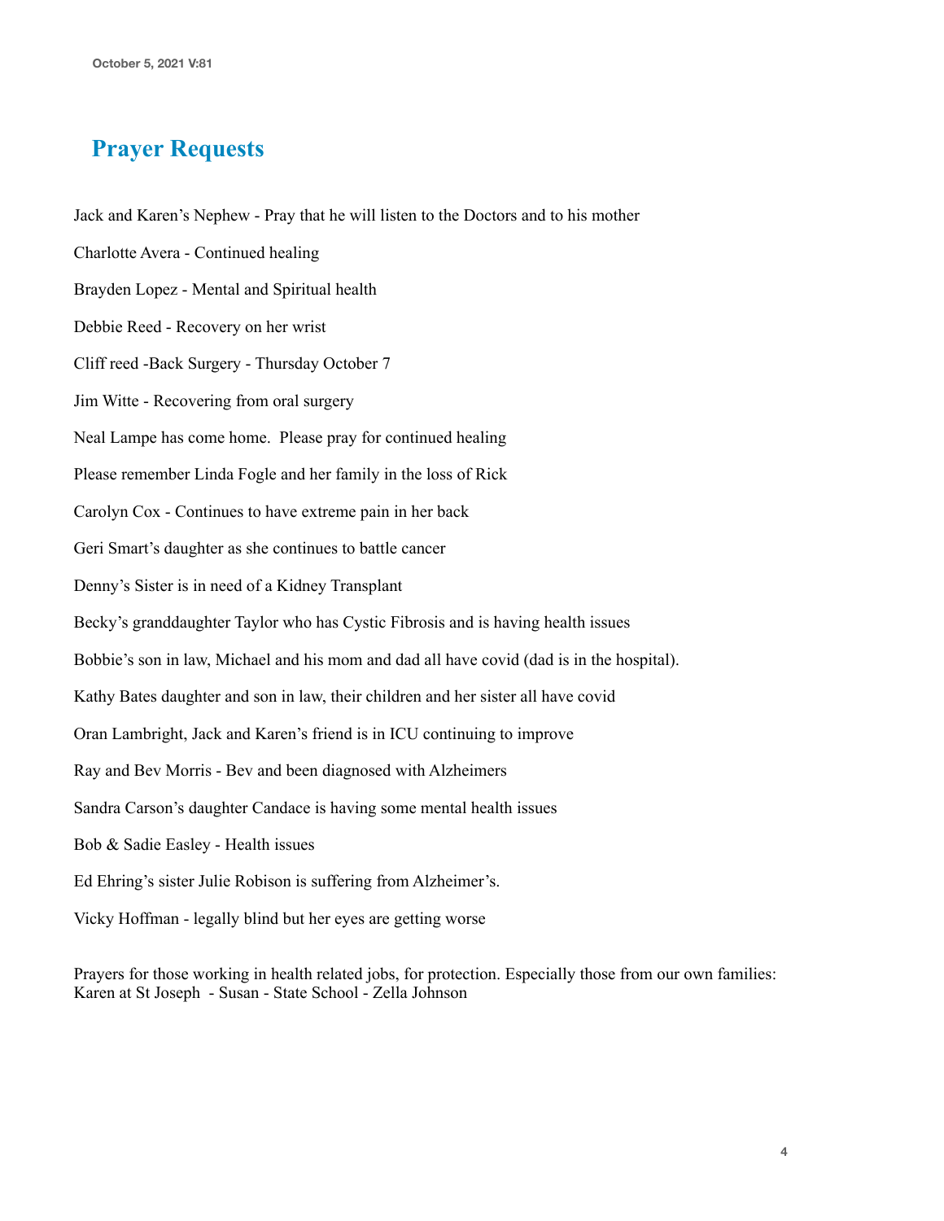## Prayer Requests

Jack and Karen's Nephew - Pray that he will listen to the Doctors and to his mother

Charlotte Avera - Continued healing

Brayden Lopez - Mental and Spiritual health

Debbie Reed - Recovery on her wrist

Cliff reed -Back Surgery - Thursday October 7

Jim Witte - Recovering from oral surgery

Neal Lampe has come home. Please pray for continued healing

Please remember Linda Fogle and her family in the loss of Rick

Carolyn Cox - Continues to have extreme pain in her back

Geri Smart's daughter as she continues to battle cancer

Denny's Sister is in need of a Kidney Transplant

Becky's granddaughter Taylor who has Cystic Fibrosis and is having health issues

Bobbie's son in law, Michael and his mom and dad all have covid (dad is in the hospital).

Kathy Bates daughter and son in law, their children and her sister all have covid

Oran Lambright, Jack and Karen's friend is in ICU continuing to improve

Ray and Bev Morris - Bev and been diagnosed with Alzheimers

Sandra Carson's daughter Candace is having some mental health issues

Bob & Sadie Easley - Health issues

Ed Ehring's sister Julie Robison is suffering from Alzheimer's.

Vicky Hoffman - legally blind but her eyes are getting worse

Prayers for those working in health related jobs, for protection. Especially those from our own families:
Karen at St Joseph - Susan - State School - Zella Johnson